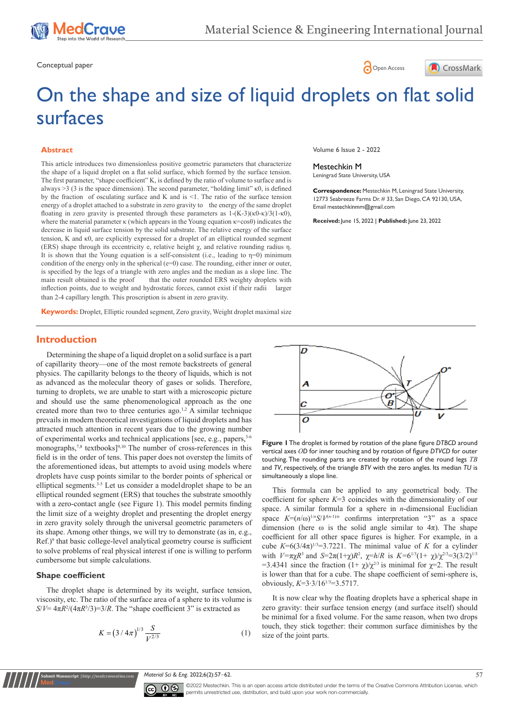Conceptual paper

# On the shape and size of liquid droplets on flat solid surfaces

Volume 6 Issue 2 - 2022

**Mestechkin M**

Leningrad State University, USA

**Correspondence:** Mestechkin M, Leningrad State University, 12773 Seabreeze Farms Dr. # 33, San Diego, CA 92130, USA, Email mestechkinmm@gmail.com

**Received:** June 15, 2022 | **Published:** June 23, 2022

## Abstract

This article introduces two dimensionless positive geometric parameters that characterize the shape of a liquid droplet on a flat solid surface, which formed by the surface tension. The first parameter, "shape coefficient" K, is defined by the ratio of volume to surface and is always >3 (3 is the space dimension). The second parameter, "holding limit" $\kappa 0$, is defined by the fraction of osculating surface and K and is <1. The ratio of the surface tension energy of a droplet attached to a substrate in zero gravity to the energy of the same droplet floating in zero gravity is presented through these parameters as $1-(K-3)(\kappa 0-\kappa)/3(1-\kappa 0)$, where the material parameter $\kappa$ (which appears in the Young equation $\kappa=\cos\theta$) indicates the decrease in liquid surface tension by the solid substrate. The relative energy of the surface tension, K and $\kappa 0$, are explicitly expressed for a droplet of an elliptical rounded segment (ERS) shape through its eccentricity e, relative height $\chi$, and relative rounding radius $\eta$. It is shown that the Young equation is a self-consistent (i.e., leading to $\eta=0$) minimum condition of the energy only in the spherical (e=0) case. The rounding, either inner or outer, is specified by the legs of a triangle with zero angles and the median as a slope line. The main result obtained is the proof that the outer rounded ERS weighty droplets with inflection points, due to weight and hydrostatic forces, cannot exist if their radii larger than 2-4 capillary length. This proscription is absent in zero gravity.

**Keywords:** Droplet, Elliptic rounded segment, Zero gravity, Weight droplet maximal size

## Introduction

Determining the shape of a liquid droplet on a solid surface is a part of capillarity theory—one of the most remote backstreets of general physics. The capillarity belongs to the theory of liquids, which is not as advanced as the molecular theory of gases or solids. Therefore, turning to droplets, we are unable to start with a microscopic picture and should use the same phenomenological approach as the one created more than two to three centuries ago.[1,2] A similar technique prevails in modern theoretical investigations of liquid droplets and has attracted much attention in recent years due to the growing number of experimental works and technical applications [see, e.g., papers,[3-6] monographs,[7,8] textbooks][9,10] The number of cross-references in this field is in the order of tens. This paper does not overstep the limits of the aforementioned ideas, but attempts to avoid using models where droplets have cusp points similar to the border points of spherical or elliptical segments.[3-5] Let us consider a model droplet shape to be an elliptical rounded segment (ERS) that touches the substrate smoothly with a zero-contact angle (see Figure 1). This model permits finding the limit size of a weighty droplet and presenting the droplet energy in zero gravity solely through the universal geometric parameters of its shape. Among other things, we will try to demonstrate (as in, e.g., Ref.)[9] that basic college-level analytical geometry course is sufficient to solve problems of real physical interest if one is willing to perform cumbersome but simple calculations.

### Shape coefficient

The droplet shape is determined by its weight, surface tension, viscosity, etc. The ratio of the surface area of a sphere to its volume is $S/V=4\pi R^2/(4\pi R^3/3)=3/R$. The "shape coefficient 3" is extracted as

$$K=(3/4\pi)^{1/3}\frac{S}{V^{2/3}} \tag{1}$$

D
A
C
O
O'
B
T
O"
U
V

**Figure 1** The droplet is formed by rotation of the plane figure *DTBCD* around vertical axes *OD* for inner touching and by rotation of figure *DTVCD* for outer touching. The rounding parts are created by rotation of the round legs *TB* and *TV*, respectively, of the triangle *BTV* with the zero angles. Its median *TU* is simultaneously a slope line.

This formula can be applied to any geometrical body. The coefficient for sphere $K=3$ coincides with the dimensionality of our space. A similar formula for a sphere in $n$-dimensional Euclidian space $K=(n/\omega)^{1/n}S/V^{(n-1)/n}$ confirms interpretation "3" as a space dimension (here $\omega$ is the solid angle similar to $4\pi$). The shape coefficient for all other space figures is higher. For example, in a cube $K=6(3/4\pi)^{1/3}=3.7221$. The minimal value of $K$ for a cylinder with $V=\pi\chi R^3$ and $S=2\pi(1+\chi)R^2$, $\chi=h/R$ is $K=6^{1/3}(1+\chi)/\chi^{2/3}=3(3/2)^{1/3}=3.4341$ since the fraction $(1+\chi)/\chi^{2/3}$ is minimal for $\chi=2$. The result is lower than that for a cube. The shape coefficient of semi-sphere is, obviously, $K=3\cdot 3/16^{1/3}=3.5717$.

It is now clear why the floating droplets have a spherical shape in zero gravity: their surface tension energy (and surface itself) should be minimal for a fixed volume. For the same reason, when two drops touch, they stick together: their common surface diminishes by the size of the joint parts.

©2022 Mestechkin. This is an open access article distributed under the terms of the Creative Commons Attribution License, which permits unrestricted use, distribution, and build upon your work non-commercially.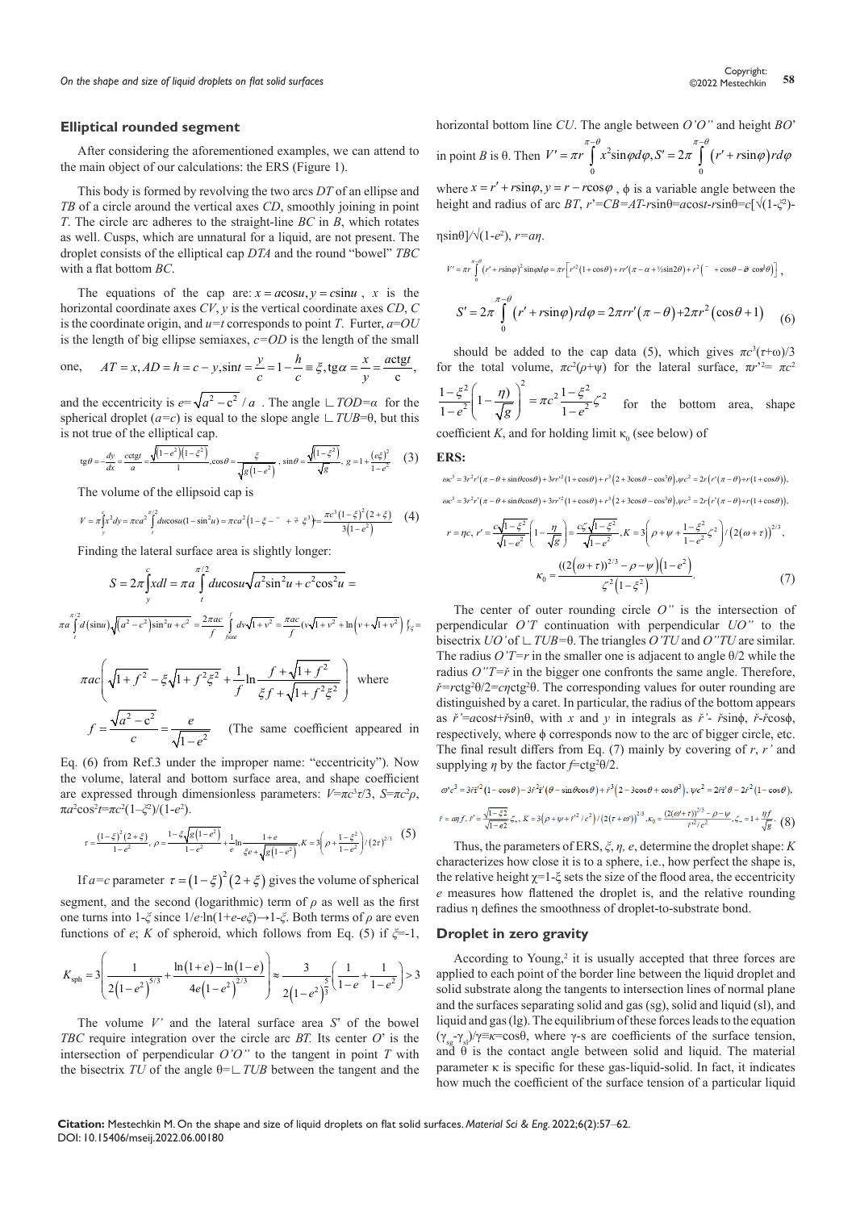## Elliptical rounded segment

After considering the aforementioned examples, we can attend to the main object of our calculations: the ERS (Figure 1).

This body is formed by revolving the two arcs *DT* of an ellipse and *TB* of a circle around the vertical axes *CD*, smoothly joining in point *T*. The circle arc adheres to the straight-line *BC* in *B*, which rotates as well. Cusps, which are unnatural for a liquid, are not present. The droplet consists of the elliptical cap *DTA* and the round "bowel" *TBC* with a flat bottom *BC*.

The equations of the cap are: $x = a\cos u, y = c\sin u$, $x$ is the horizontal coordinate axes *CV*, $y$ is the vertical coordinate axes *CD*, *C* is the coordinate origin, and $u=t$ corresponds to point *T*. Furter, $a=OU$ is the length of big ellipse semiaxes, $c=OD$ is the length of the small one, $AT = x, AD = h = c - y, \sin t = \frac{y}{c} = 1 - \frac{h}{c} \equiv \xi, \mathrm{tg}\alpha = \frac{x}{y} = \frac{a\,\mathrm{ctg}t}{c}$,

and the eccentricity is $e=\sqrt{a^2-c^2}/a$. The angle $\angle TOD=\alpha$ for the spherical droplet ($a=c$) is equal to the slope angle $\angle TUB=\theta$, but this is not true of the elliptical cap.

$$\mathrm{tg}\theta = -\frac{dy}{dx} = \frac{c\,\mathrm{ctg}t}{a} = \frac{\sqrt{\left(1-e^2\right)\left(1-\xi^2\right)}}{\xi}, \cos\theta = \frac{\xi}{\sqrt{g\left(1-e^2\right)}}, \sin\theta = \frac{\sqrt{\left(1-\xi^2\right)}}{\sqrt{g}}, \; g = 1 + \frac{(e\xi)^2}{1-e^2} \quad (3)$$

The volume of the ellipsoid cap is

$$V = \pi\int_y^c x^2 dy = \pi c a^2 \int_t^{\pi/2} du\cos u(1-\sin^2 u) = \pi c a^2\left(1 - \xi - \frac{2}{3} + \frac{1}{3}\xi^3\right) = \frac{\pi c^3\left(1-\xi\right)^2\left(2+\xi\right)}{3\left(1-e^2\right)} \quad (4)$$

Finding the lateral surface area is slightly longer:

$$S = 2\pi\int_y^c x dl = \pi a\int_t^{\pi/2} du\cos u\sqrt{a^2\sin^2 u + c^2\cos^2 u} =$$

$$\pi a\int_t^{\pi/2} d\left(\sin u\right)\sqrt{\left(a^2-c^2\right)\sin^2 u + c^2} = \frac{2\pi ac}{f}\int_{f\sin t}^{f} dv\sqrt{1+v^2} = \frac{\pi ac}{f}\left(v\sqrt{1+v^2} + \ln\left(v+\sqrt{1+v^2}\right)\right)\Big|_{\xi}^{f} =$$

$$\pi ac\left(\sqrt{1+f^2} - \xi\sqrt{1+f^2\xi^2} + \frac{1}{f}\ln\frac{f+\sqrt{1+f^2}}{\xi f + \sqrt{1+f^2\xi^2}}\right) \text{ where}$$

$$f = \frac{\sqrt{a^2-c^2}}{c} = \frac{e}{\sqrt{1-e^2}}$$

(The same coefficient appeared in Eq. (6) from Ref.3 under the improper name: "eccentricity"). Now the volume, lateral and bottom surface area, and shape coefficient are expressed through dimensionless parameters: $V=\pi c^3\tau/3$, $S=\pi c^2\rho$, $\pi a^2\cos^2 t=\pi c^2(1-\xi^2)/(1-e^2)$.

$$\tau = \frac{\left(1-\xi\right)^2\left(2+\xi\right)}{1-e^2},\; \rho = \frac{1-\xi\sqrt{g\left(1-e^2\right)}}{1-e^2} + \frac{1}{e}\ln\frac{1+e}{\xi e + \sqrt{g\left(1-e^2\right)}}, K = 3\left(\rho + \frac{1-\xi^2}{1-e^2}\right)/\left(2\tau\right)^{2/3} \quad (5)$$

If $a=c$ parameter $\tau = \left(1-\xi\right)^2\left(2+\xi\right)$ gives the volume of spherical segment, and the second (logarithmic) term of $\rho$ as well as the first one turns into $1\text{-}\xi$ since $1/e\cdot\ln(1+e\text{-}e\xi)\rightarrow 1\text{-}\xi$. Both terms of $\rho$ are even functions of $e$; $K$ of spheroid, which follows from Eq. (5) if $\xi=-1$,

$$K_{\mathrm{sph}} = 3\left(\frac{1}{2\left(1-e^2\right)^{5/3}} + \frac{\ln\left(1+e\right) - \ln\left(1-e\right)}{4e\left(1-e^2\right)^{2/3}}\right) \approx \frac{3}{2\left(1-e^2\right)^{\frac{5}{3}}}\left(\frac{1}{1-e} + \frac{1}{1-e^2}\right) > 3$$

The volume $V'$ and the lateral surface area $S'$ of the bowel *TBC* require integration over the circle arc *BT*. Its center $O'$ is the intersection of perpendicular $O'O''$ to the tangent in point *T* with the bisectrix *TU* of the angle $\theta=\angle TUB$ between the tangent and the horizontal bottom line *CU*. The angle between $O'O''$ and height $BO'$ in point *B* is θ. Then $V' = \pi r\int_0^{\pi-\theta} x^2\sin\varphi d\varphi, S' = 2\pi\int_0^{\pi-\theta}\left(r' + r\sin\varphi\right)rd\varphi$

where $x = r' + r\sin\varphi, y = r - r\cos\varphi$, ϕ is a variable angle between the height and radius of arc *BT*, $r'=CB=AT\text{-}r\sin\theta=a\cos t\text{-}r\sin\theta=c[\sqrt{(1-\xi^2)}\text{-}\eta\sin\theta]/\sqrt{(1-e^2)}$, $r=a\eta$.

$$V' = \pi r\int_0^{\pi-\theta}\left(r' + r\sin\varphi\right)^2\sin\varphi d\varphi = \pi r\left[r'^2\left(1+\cos\theta\right) + rr'\left(\pi - \alpha + \tfrac{1}{2}\sin 2\theta\right) + r^2\left(\tfrac{2}{3} + \cos\theta - \tfrac{1}{3}\cos^3\theta\right)\right],$$

$$S' = 2\pi\int_0^{\pi-\theta}\left(r' + r\sin\varphi\right)rd\varphi = 2\pi rr'\left(\pi-\theta\right) + 2\pi r^2\left(\cos\theta + 1\right) \quad (6)$$

should be added to the cap data (5), which gives $\pi c^3(\tau+\omega)/3$ for the total volume, $\pi c^2(\rho+\psi)$ for the lateral surface, $\pi r'^2 = \pi c^2\frac{1-\xi^2}{1-e^2}\left(1-\frac{\eta)}{\sqrt{g}}\right)^2 = \pi c^2\frac{1-\xi^2}{1-e^2}\zeta^2$ for the bottom area, shape coefficient *K*, and for holding limit $\kappa_0$ (see below) of

**ERS:**

$$\omega c^3 = 3r^2r'\left(\pi - \theta + \sin\theta\cos\theta\right) + 3rr'^2\left(1+\cos\theta\right) + r^3\left(2 + 3\cos\theta - \cos^3\theta\right), \psi c^2 = 2r\left(r'\left(\pi-\theta\right) + r\left(1+\cos\theta\right)\right),$$

$$\omega c^3 = 3r^2r'\left(\pi - \theta + \sin\theta\cos\theta\right) + 3rr'^2\left(1+\cos\theta\right) + r^3\left(2 + 3\cos\theta - \cos^3\theta\right), \psi c^2 = 2r\left(r'\left(\pi-\theta\right) + r\left(1+\cos\theta\right)\right),$$

$$r = \eta c,\; r' = \frac{c\sqrt{1-\xi^2}}{\sqrt{1-e^2}}\left(1 - \frac{\eta}{\sqrt{g}}\right) = \frac{c\zeta\sqrt{1-\xi^2}}{\sqrt{1-e^2}}, K = 3\left(\rho + \psi + \frac{1-\xi^2}{1-e^2}\zeta^2\right)/\left(2\left(\omega+\tau\right)\right)^{2/3},$$

$$\kappa_0 = \frac{\left(\left(2\left(\omega+\tau\right)\right)^{2/3} - \rho - \psi\right)\left(1-e^2\right)}{\zeta^2\left(1-\xi^2\right)}. \quad (7)$$

The center of outer rounding circle $O''$ is the intersection of perpendicular $O'T$ continuation with perpendicular $UO''$ to the bisectrix $UO'$ of $\angle TUB=\theta$. The triangles $O'TU$ and $O''TU$ are similar. The radius $O'T=r$ in the smaller one is adjacent to angle θ/2 while the radius $O''T=\check{r}$ in the bigger one confronts the same angle. Therefore, $\check{r}=r\mathrm{ctg}^2\theta/2=c\eta\mathrm{ctg}^2\theta$. The corresponding values for outer rounding are distinguished by a caret. In particular, the radius of the bottom appears as $\check{r}'=a\cos t+\check{r}\sin\theta$, with $x$ and $y$ in integrals as $\check{r}'\text{-}\check{r}\sin\phi$, $\check{r}\text{-}\check{r}\cos\phi$, respectively, where ϕ corresponds now to the arc of bigger circle, etc. The final result differs from Eq. (7) mainly by covering of $r$, $r'$ and supplying $\eta$ by the factor $f=\mathrm{ctg}^2\theta/2$.

$$\check{\omega}'c^3 = 3\check{r}\check{r}'^2\left(1-\cos\theta\right) - 3\check{r}^2\check{r}'\left(\theta - \sin\theta\cos\theta\right) + \check{r}^3\left(2 - 3\cos\theta + \cos\theta^3\right), \check{\psi}c^2 = 2\check{r}\check{r}'\theta - 2\check{r}^2\left(1-\cos\theta\right),$$

$$\check{r} = a\eta f,\; \check{r}' = \frac{\sqrt{1-\xi^2}}{\sqrt{1-e^2}}\zeta_+,\; K = 3\left(\rho + \psi + \check{r}'^2/c^2\right)/\left(2\left(\tau+\omega\right)\right)^{2/3}, \kappa_0 = \frac{\left(2\left(\omega'+\tau\right)\right)^{2/3} - \rho - \psi}{\check{r}'^2/c^2}, \zeta_+ = 1 + \frac{\eta f}{\sqrt{g}}. \quad (8)$$

Thus, the parameters of ERS, $\xi$, $\eta$, $e$, determine the droplet shape: *K* characterizes how close it is to a sphere, i.e., how perfect the shape is, the relative height $\chi=1\text{-}\xi$ sets the size of the flood area, the eccentricity $e$ measures how flattened the droplet is, and the relative rounding radius $\eta$ defines the smoothness of droplet-to-substrate bond.

## Droplet in zero gravity

According to Young,[2] it is usually accepted that three forces are applied to each point of the border line between the liquid droplet and solid substrate along the tangents to intersection lines of normal plane and the surfaces separating solid and gas (sg), solid and liquid (sl), and liquid and gas (lg). The equilibrium of these forces leads to the equation $(\gamma_{sg}\text{-}\gamma_{sl})/\gamma\equiv\kappa=\cos\theta$, where γ-s are coefficients of the surface tension, and θ is the contact angle between solid and liquid. The material parameter κ is specific for these gas-liquid-solid. In fact, it indicates how much the coefficient of the surface tension of a particular liquid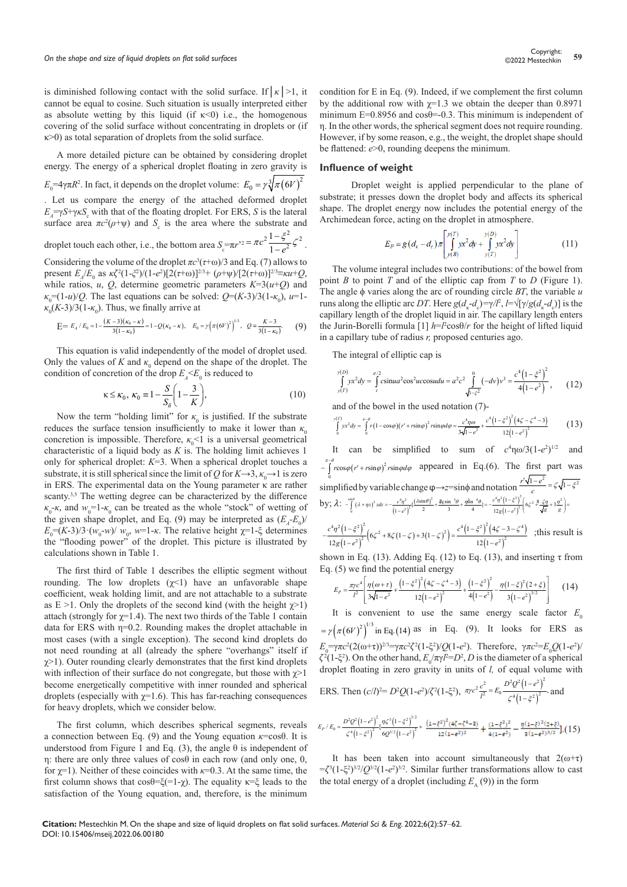is diminished following contact with the solid surface. If $|\kappa|>1$, it cannot be equal to cosine. Such situation is usually interpreted either as absolute wetting by this liquid (if $\kappa<0$) i.e., the homogenous covering of the solid surface without concentrating in droplets or (if $\kappa>0$) as total separation of droplets from the solid surface.

A more detailed picture can be obtained by considering droplet energy. The energy of a spherical droplet floating in zero gravity is $E_0=4\gamma\pi R^2$. In fact, it depends on the droplet volume: $E_0=\gamma\sqrt[3]{\pi(6V)^2}$. Let us compare the energy of the attached deformed droplet $E_A=\gamma S+\gamma\kappa S_c$ with that of the floating droplet. For ERS, $S$ is the lateral surface area $\pi c^2(\rho+\psi)$ and $S_c$ is the area where the substrate and droplet touch each other, i.e., the bottom area $S_c=\pi r'^2=\pi c^2\frac{1-\xi^2}{1-e^2}\zeta^2$. Considering the volume of the droplet $\pi c^3(\tau+\omega)/3$ and Eq. (7) allows to present $E_A/E_0$ as $\kappa\zeta^2(1-\xi^2)/(1-e^2)[2(\tau+\omega)]^{2/3}+(\rho+\psi)/[2(\tau+\omega)]^{2/3}\equiv\kappa u+Q$, while ratios, $u$, $Q$, determine geometric parameters $K=3(u+Q)$ and $\kappa_0=(1-u)/Q$. The last equations can be solved: $Q=(K-3)/3(1-\kappa_0)$, $u=1-\kappa_0(K-3)/3(1-\kappa_0)$. Thus, we finally arrive at

$$\mathrm{E}=E_A/E_0=1-\frac{(K-3)(\kappa_0-\kappa)}{3(1-\kappa_0)}=1-Q(\kappa_0-\kappa),\quad E_0=\gamma\left(\pi(6V)^2\right)^{1/3},\quad Q=\frac{K-3}{3(1-\kappa_0)}.\tag{9}$$

This equation is valid independently of the model of droplet used. Only the values of $K$ and $\kappa_0$ depend on the shape of the droplet. The condition of concretion of the drop $E_A<E_0$ is reduced to

$$\kappa\le\kappa_0,\ \kappa_0\equiv1-\frac{S}{S_{\bar{n}}}\left(1-\frac{3}{K}\right),\tag{10}$$

Now the term "holding limit" for $\kappa_0$ is justified. If the substrate reduces the surface tension insufficiently to make it lower than $\kappa_0$ concretion is impossible. Therefore, $\kappa_0<1$ is a universal geometrical characteristic of a liquid body as $K$ is. The holding limit achieves 1 only for spherical droplet: $K=3$. When a spherical droplet touches a substrate, it is still spherical since the limit of $Q$ for $K\to3$, $\kappa_0\to1$ is zero in ERS. The experimental data on the Young parameter $\kappa$ are rather scanty.[3,5] The wetting degree can be characterized by the difference $\kappa_0-\kappa$, and $w_0=1-\kappa_0$ can be treated as the whole "stock" of wetting of the given shape droplet, and Eq. (9) may be interpreted as $(E_A-E_0)/E_0=(K-3)/3\cdot(w_0-w)/w_0$, $w=1-\kappa$. The relative height $\chi=1-\xi$ determines the "flooding power" of the droplet. This picture is illustrated by calculations shown in Table 1.

The first third of Table 1 describes the elliptic segment without rounding. The low droplets ($\chi<1$) have an unfavorable shape coefficient, weak holding limit, and are not attachable to a substrate as $E>1$. Only the droplets of the second kind (with the height $\chi>1$) attach (strongly for $\chi=1.4$). The next two thirds of the Table 1 contain data for ERS with $\eta=0.2$. Rounding makes the droplet attachable in most cases (with a single exception). The second kind droplets do not need rounding at all (already the sphere "overhangs" itself if $\chi>1$). Outer rounding clearly demonstrates that the first kind droplets with inflection of their surface do not congregate, but those with $\chi>1$ become energetically competitive with inner rounded and spherical droplets (especially with $\chi=1.6$). This has far-reaching consequences for heavy droplets, which we consider below.

The first column, which describes spherical segments, reveals a connection between Eq. (9) and the Young equation $\kappa=\cos\theta$. It is understood from Figure 1 and Eq. (3), the angle $\theta$ is independent of $\eta$: there are only three values of $\cos\theta$ in each row (and only one, 0, for $\chi=1$). Neither of these coincides with $\kappa=0.3$. At the same time, the first column shows that $\cos\theta=\xi(=1-\chi)$. The equality $\kappa=\xi$ leads to the satisfaction of the Young equation, and, therefore, is the minimum condition for E in Eq. (9). Indeed, if we complement the first column by the additional row with $\chi=1.3$ we obtain the deeper than 0.8971 minimum E=0.8956 and $\cos\theta=-0.3$. This minimum is independent of $\eta$. In the other words, the spherical segment does not require rounding. However, if by some reason, e.g., the weight, the droplet shape should be flattened: $e>0$, rounding deepens the minimum.

## Influence of weight

Droplet weight is applied perpendicular to the plane of substrate; it presses down the droplet body and affects its spherical shape. The droplet energy now includes the potential energy of the Archimedean force, acting on the droplet in atmosphere.

$$E_P=g\left(d_\kappa-d_c\right)\pi\left[\int_{y(B)}^{y(T)}yx^2dy+\int_{y(T)}^{y(D)}yx^2dy\right]\tag{11}$$

The volume integral includes two contributions: of the bowel from point $B$ to point $T$ and of the elliptic cap from $T$ to $D$ (Figure 1). The angle $\phi$ varies along the arc of rounding circle $BT$, the variable $u$ runs along the elliptic arc $DT$. Here $g(d_\kappa-d_c)=\gamma/l^2$, $l=\sqrt{[\gamma/g(d_\kappa-d_c)]}$ is the capillary length of the droplet liquid in air. The capillary length enters the Jurin-Borelli formula [1] $h=l^2\cos\theta/r$ for the height of lifted liquid in a capillary tube of radius $r$, proposed centuries ago.

The integral of elliptic cap is

$$\int_{y(T)}^{y(D)}yx^2dy=\int_t^{\pi/2}c\sin ua^2\cos^2uc\cos udu=a^2c^2\int_{\sqrt{1-\xi^2}}^{0}(-dv)v^3=\frac{c^4\left(1-\xi^2\right)^2}{4\left(1-e^2\right)},\tag{12}$$

and of the bowel in the used notation (7)-

$$\int_0^{y(T)}yx^2dy=\int_0^{\pi-\theta}r(1-\cos\varphi)(r'+r\sin\varphi)^2r\sin\varphi d\varphi=\frac{c^4\eta\omega}{3\sqrt{1-e^2}}+\frac{c^4\left(1-\xi^2\right)^2\left(4\zeta-\zeta^4-3\right)}{12\left(1-e^2\right)^2}\tag{13}$$

It can be simplified to sum of $c^4\eta\omega/3(1-e^2)^{1/2}$ and $-\int_0^{\pi-\theta}r\cos\varphi(r'+r\sin\varphi)^2r\sin\varphi d\varphi$ appeared in Eq.(6). The first part was simplified by variable change $\varphi\to z=\sin\phi$ and notation $\frac{r'\sqrt{1-e^2}}{c}=\zeta\sqrt{1-\xi^2}$ by: $\lambda$: $-\int_0^{\sin\theta}(\lambda+\eta z)^2zdz=-\frac{c^4\eta^2}{\left(1-e^2\right)^2}\left[\frac{(\lambda\sin\theta)^2}{2}+\frac{2\xi\eta\sin^3\theta}{3}+\frac{\eta^2\sin^4\theta}{4}\right]=-\frac{c^4\eta^2\left(1-\xi^2\right)^2}{12g\left(1-e^2\right)^2}\left(6\zeta^2+\frac{8}{\sqrt{g}}\frac{\zeta\eta}{g}+3\frac{\eta^2}{g}\right)=$

$$-\frac{c^4\eta^2\left(1-\xi^2\right)^2}{12g\left(1-e^2\right)^2}\left(6\zeta^2+8\zeta(1-\zeta)+3(1-\zeta)^2\right)=\frac{c^4\left(1-\xi^2\right)^2\left(4\zeta-3-\zeta^4\right)}{12\left(1-e^2\right)^2}$$

;this result is shown in Eq. (13). Adding Eq. (12) to Eq. (13), and inserting $\tau$ from Eq. (5) we find the potential energy

$$E_P=\frac{\pi\gamma c^4}{l^2}\left[\frac{\eta(\omega+\tau)}{3\sqrt{1-e^2}}+\frac{\left(1-\xi^2\right)^2\left(4\zeta-\zeta^4-3\right)}{12\left(1-e^2\right)^2}+\frac{\left(1-\xi^2\right)}{4\left(1-e^2\right)}-\frac{\eta(1-\xi)^2(2+\xi)}{3\left(1-e^2\right)^{3/2}}\right]\tag{14}$$

It is convenient to use the same energy scale factor $E_0=\gamma\left(\pi(6V)^2\right)^{1/3}$ in Eq.(14) as in Eq. (9). It looks for ERS as $E_0=\gamma\pi c^2(2(\omega+\tau))^{2/3}=\gamma\pi c^2\zeta^2(1-\xi^2)/Q(1-e^2)$. Therefore, $\gamma\pi c^2=E_0Q(1-e^2)/\zeta^2(1-\xi^2)$. On the other hand, $E_0/\pi\gamma l^2=D^2$, $D$ is the diameter of a spherical droplet floating in zero gravity in units of $l$, of equal volume with ERS. Then $(c/l)^2=D^2Q(1-e^2)/\zeta^2(1-\xi^2)$, $\pi\gamma c^2\frac{c^2}{l^2}=E_0\frac{D^2Q^2\left(1-e^2\right)^2}{\zeta^4\left(1-\xi^2\right)^2}$, and

$$E_P/E_0=\frac{D^2Q^2\left(1-e^2\right)^2}{\zeta^4\left(1-\xi^2\right)^2}\left[\frac{\eta\zeta^3\left(1-\xi^2\right)^{3/2}}{6Q^{3/2}\left(1-e^2\right)^2}+\frac{\left(1-\xi^2\right)^2\left(4\zeta-\zeta^4-3\right)}{12\left(1-e^2\right)^2}+\frac{\left(1-\xi^2\right)}{4\left(1-e^2\right)}-\frac{\eta(1-\xi)^2(2+\xi)}{3\left(1-e^2\right)^{3/2}}\right].\tag{15}$$

It has been taken into account simultaneously that $2(\omega+\tau)=\zeta^3(1-\xi^2)^{3/2}/Q^{3/2}(1-e^2)^{3/2}$. Similar further transformations allow to cast the total energy of a droplet (including $E_A$ (9)) in the form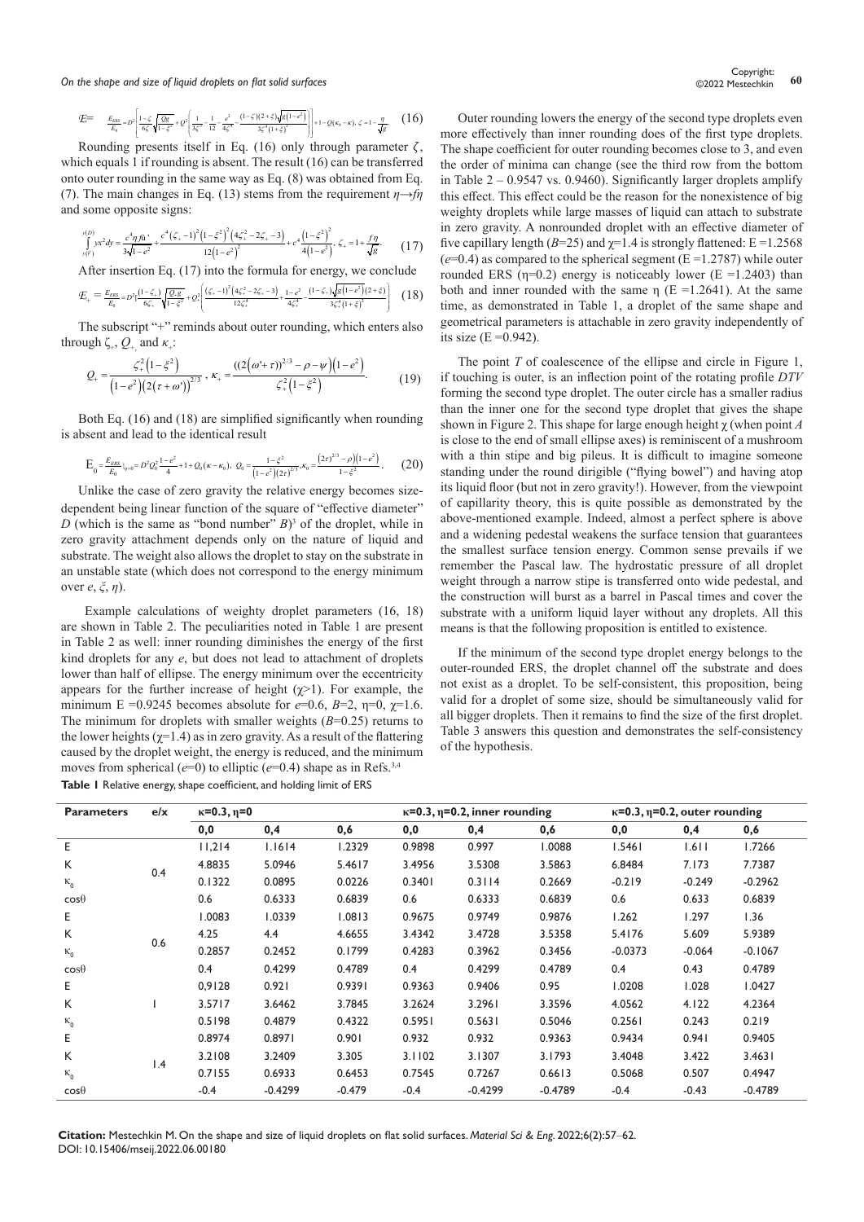$$\mathcal{E} = \frac{E_{ERS}}{E_0} = D^2\left[\frac{1-\zeta}{6\zeta}\sqrt{\frac{Qg}{1-\xi^2}} + Q^2\left(\frac{1}{3\zeta^3} - \frac{1}{12} - \frac{e^2}{4\zeta^4} - \frac{(1-\xi)(2+\xi)\sqrt{g(1-e^2)}}{3\zeta^4(1+\xi)^2}\right)\right] + 1 - Q(\kappa_0 - \kappa),\ \zeta = 1 - \frac{\eta}{\sqrt{g}}. \quad (16)$$

Rounding presents itself in Eq. (16) only through parameter $\zeta$, which equals 1 if rounding is absent. The result (16) can be transferred onto outer rounding in the same way as Eq. (8) was obtained from Eq. (7). The main changes in Eq. (13) stems from the requirement $\eta \to f\eta$ and some opposite signs:

$$\int_{y(V)}^{y(D)} yx^2 dy = \frac{c^4 \eta f\tilde{u}'}{3\sqrt{1-e^2}} + \frac{c^4(\zeta_+ - 1)^2(1-\xi^2)^2(4\zeta_+^2 - 2\zeta_+ - 3)}{12(1-e^2)^2} + \frac{c^4(1-\xi^2)^2}{4(1-e^2)},\ \zeta_+ = 1 + \frac{f\eta}{\sqrt{g}}. \quad (17)$$

After insertion Eq. (17) into the formula for energy, we conclude

$$\mathcal{E}_+ = \frac{E_{ERS}}{E_0} = D^2\left[\frac{(1-\zeta_+)}{6\zeta_+}\sqrt{\frac{Q_+ g}{1-\xi^2}} + Q_+^2\left(\frac{(\zeta_+ - 1)^2(4\zeta_+^2 - 2\zeta_+ - 3)}{12\zeta_+^4} + \frac{1-e^2}{4\zeta_+^4} - \frac{(1-\zeta_+)\sqrt{g(1-e^2)}(2+\xi)}{3\zeta_+^4(1+\xi)^2}\right)\right] \quad (18)$$

The subscript "+" reminds about outer rounding, which enters also through $\zeta_+$, $Q_+$ and $\kappa_+$:

$$Q_+ = \frac{\zeta_+^2(1-\xi^2)}{(1-e^2)(2(\tau+\omega'))^{2/3}},\ \kappa_+ = \frac{((2(\omega'+\tau))^{2/3} - \rho - \psi)(1-e^2)}{\zeta_+^2(1-\xi^2)}. \quad (19)$$

Both Eq. (16) and (18) are simplified significantly when rounding is absent and lead to the identical result

$$\mathrm{E}_0 = \frac{E_{ERS}}{E_0}\Big|_{\eta=0} = D^2 Q_0^2 \frac{1-e^2}{4} + 1 + Q_0(\kappa - \kappa_0),\ Q_0 = \frac{1-\xi^2}{(1-e^2)(2\tau)^{2/3}}, \kappa_0 = \frac{(2\tau)^{2/3} - \rho)(1-e^2)}{1-\xi^2}. \quad (20)$$

Unlike the case of zero gravity the relative energy becomes size-dependent being linear function of the square of "effective diameter" $D$ (which is the same as "bond number" $B$)[3] of the droplet, while in zero gravity attachment depends only on the nature of liquid and substrate. The weight also allows the droplet to stay on the substrate in an unstable state (which does not correspond to the energy minimum over $e$, $\xi$, $\eta$).

Example calculations of weighty droplet parameters (16, 18) are shown in Table 2. The peculiarities noted in Table 1 are present in Table 2 as well: inner rounding diminishes the energy of the first kind droplets for any $e$, but does not lead to attachment of droplets lower than half of ellipse. The energy minimum over the eccentricity appears for the further increase of height ($\chi$>1). For example, the minimum E =0.9245 becomes absolute for $e$=0.6, $B$=2, η=0, χ=1.6. The minimum for droplets with smaller weights ($B$=0.25) returns to the lower heights (χ=1.4) as in zero gravity. As a result of the flattering caused by the droplet weight, the energy is reduced, and the minimum moves from spherical ($e$=0) to elliptic ($e$=0.4) shape as in Refs.[3,4]

Outer rounding lowers the energy of the second type droplets even more effectively than inner rounding does of the first type droplets. The shape coefficient for outer rounding becomes close to 3, and even the order of minima can change (see the third row from the bottom in Table 2 – 0.9547 vs. 0.9460). Significantly larger droplets amplify this effect. This effect could be the reason for the nonexistence of big weighty droplets while large masses of liquid can attach to substrate in zero gravity. A nonrounded droplet with an effective diameter of five capillary length ($B$=25) and χ=1.4 is strongly flattened: E =1.2568 ($e$=0.4) as compared to the spherical segment (E =1.2787) while outer rounded ERS (η=0.2) energy is noticeably lower (E =1.2403) than both and inner rounded with the same η (E =1.2641). At the same time, as demonstrated in Table 1, a droplet of the same shape and geometrical parameters is attachable in zero gravity independently of its size (E =0.942).

The point $T$ of coalescence of the ellipse and circle in Figure 1, if touching is outer, is an inflection point of the rotating profile $DTV$ forming the second type droplet. The outer circle has a smaller radius than the inner one for the second type droplet that gives the shape shown in Figure 2. This shape for large enough height χ (when point $A$ is close to the end of small ellipse axes) is reminiscent of a mushroom with a thin stipe and big pileus. It is difficult to imagine someone standing under the round dirigible ("flying bowel") and having atop its liquid floor (but not in zero gravity!). However, from the viewpoint of capillarity theory, this is quite possible as demonstrated by the above-mentioned example. Indeed, almost a perfect sphere is above and a widening pedestal weakens the surface tension that guarantees the smallest surface tension energy. Common sense prevails if we remember the Pascal law. The hydrostatic pressure of all droplet weight through a narrow stipe is transferred onto wide pedestal, and the construction will burst as a barrel in Pascal times and cover the substrate with a uniform liquid layer without any droplets. All this means is that the following proposition is entitled to existence.

If the minimum of the second type droplet energy belongs to the outer-rounded ERS, the droplet channel off the substrate and does not exist as a droplet. To be self-consistent, this proposition, being valid for a droplet of some size, should be simultaneously valid for all bigger droplets. Then it remains to find the size of the first droplet. Table 3 answers this question and demonstrates the self-consistency of the hypothesis.

**Table 1** Relative energy, shape coefficient, and holding limit of ERS

| Parameters | e/x | κ=0.3, η=0 | | | κ=0.3, η=0.2, inner rounding | | | κ=0.3, η=0.2, outer rounding | | |
|---|---|---|---|---|---|---|---|---|---|---|
| | | 0,0 | 0,4 | 0,6 | 0,0 | 0,4 | 0,6 | 0,0 | 0,4 | 0,6 |
| E | 0.4 | 11,214 | 1.1614 | 1.2329 | 0.9898 | 0.997 | 1.0088 | 1.5461 | 1.611 | 1.7266 |
| K | | 4.8835 | 5.0946 | 5.4617 | 3.4956 | 3.5308 | 3.5863 | 6.8484 | 7.173 | 7.7387 |
| $\kappa_0$ | | 0.1322 | 0.0895 | 0.0226 | 0.3401 | 0.3114 | 0.2669 | -0.219 | -0.249 | -0.2962 |
| cosθ | | 0.6 | 0.6333 | 0.6839 | 0.6 | 0.6333 | 0.6839 | 0.6 | 0.633 | 0.6839 |
| E | 0.6 | 1.0083 | 1.0339 | 1.0813 | 0.9675 | 0.9749 | 0.9876 | 1.262 | 1.297 | 1.36 |
| K | | 4.25 | 4.4 | 4.6655 | 3.4342 | 3.4728 | 3.5358 | 5.4176 | 5.609 | 5.9389 |
| $\kappa_0$ | | 0.2857 | 0.2452 | 0.1799 | 0.4283 | 0.3962 | 0.3456 | -0.0373 | -0.064 | -0.1067 |
| cosθ | | 0.4 | 0.4299 | 0.4789 | 0.4 | 0.4299 | 0.4789 | 0.4 | 0.43 | 0.4789 |
| E | 1 | 0,9128 | 0.921 | 0.9391 | 0.9363 | 0.9406 | 0.95 | 1.0208 | 1.028 | 1.0427 |
| K | | 3.5717 | 3.6462 | 3.7845 | 3.2624 | 3.2961 | 3.3596 | 4.0562 | 4.122 | 4.2364 |
| $\kappa_0$ | | 0.5198 | 0.4879 | 0.4322 | 0.5951 | 0.5631 | 0.5046 | 0.2561 | 0.243 | 0.219 |
| E | 1.4 | 0.8974 | 0.8971 | 0.901 | 0.932 | 0.932 | 0.9363 | 0.9434 | 0.941 | 0.9405 |
| K | | 3.2108 | 3.2409 | 3.305 | 3.1102 | 3.1307 | 3.1793 | 3.4048 | 3.422 | 3.4631 |
| $\kappa_0$ | | 0.7155 | 0.6933 | 0.6453 | 0.7545 | 0.7267 | 0.6613 | 0.5068 | 0.507 | 0.4947 |
| cosθ | | -0.4 | -0.4299 | -0.479 | -0.4 | -0.4299 | -0.4789 | -0.4 | -0.43 | -0.4789 |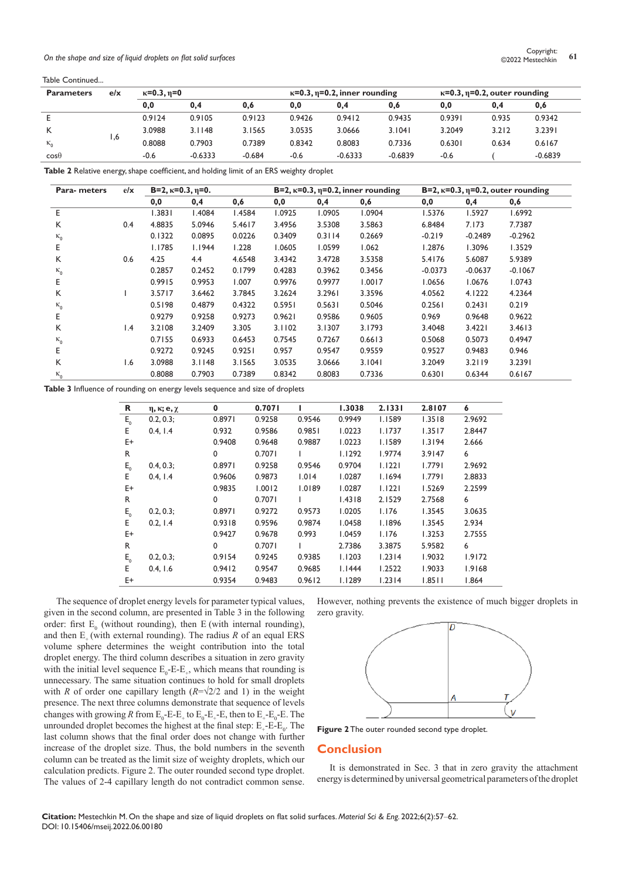Table Continued...

| Parameters | e/χ | κ=0.3, η=0 | | | κ=0.3, η=0.2, inner rounding | | | κ=0.3, η=0.2, outer rounding | | |
|---|---|---|---|---|---|---|---|---|---|---|
| | | 0,0 | 0,4 | 0,6 | 0,0 | 0,4 | 0,6 | 0,0 | 0,4 | 0,6 |
| E | 1,6 | 0.9124 | 0.9105 | 0.9123 | 0.9426 | 0.9412 | 0.9435 | 0.9391 | 0.935 | 0.9342 |
| K | | 3.0988 | 3.1148 | 3.1565 | 3.0535 | 3.0666 | 3.1041 | 3.2049 | 3.212 | 3.2391 |
| $\kappa_0$ | | 0.8088 | 0.7903 | 0.7389 | 0.8342 | 0.8083 | 0.7336 | 0.6301 | 0.634 | 0.6167 |
| cosθ | | -0.6 | -0.6333 | -0.684 | -0.6 | -0.6333 | -0.6839 | -0.6 | ( | -0.6839 |

**Table 2** Relative energy, shape coefficient, and holding limit of an ERS weighty droplet

| Para- meters | e/χ | B=2, κ=0.3, η=0. | | | B=2, κ=0.3, η=0.2, inner rounding | | | B=2, κ=0.3, η=0.2, outer rounding | | |
|---|---|---|---|---|---|---|---|---|---|---|
| | | 0,0 | 0,4 | 0,6 | 0,0 | 0,4 | 0,6 | 0,0 | 0,4 | 0,6 |
| E | 0.4 | 1.3831 | 1.4084 | 1.4584 | 1.0925 | 1.0905 | 1.0904 | 1.5376 | 1.5927 | 1.6992 |
| K | | 4.8835 | 5.0946 | 5.4617 | 3.4956 | 3.5308 | 3.5863 | 6.8484 | 7.173 | 7.7387 |
| $\kappa_0$ | | 0.1322 | 0.0895 | 0.0226 | 0.3409 | 0.3114 | 0.2669 | -0.219 | -0.2489 | -0.2962 |
| E | 0.6 | 1.1785 | 1.1944 | 1.228 | 1.0605 | 1.0599 | 1.062 | 1.2876 | 1.3096 | 1.3529 |
| K | | 4.25 | 4.4 | 4.6548 | 3.4342 | 3.4728 | 3.5358 | 5.4176 | 5.6087 | 5.9389 |
| $\kappa_0$ | | 0.2857 | 0.2452 | 0.1799 | 0.4283 | 0.3962 | 0.3456 | -0.0373 | -0.0637 | -0.1067 |
| E | 1 | 0.9915 | 0.9953 | 1.007 | 0.9976 | 0.9977 | 1.0017 | 1.0656 | 1.0676 | 1.0743 |
| K | | 3.5717 | 3.6462 | 3.7845 | 3.2624 | 3.2961 | 3.3596 | 4.0562 | 4.1222 | 4.2364 |
| $\kappa_0$ | | 0.5198 | 0.4879 | 0.4322 | 0.5951 | 0.5631 | 0.5046 | 0.2561 | 0.2431 | 0.219 |
| E | 1.4 | 0.9279 | 0.9258 | 0.9273 | 0.9621 | 0.9586 | 0.9605 | 0.969 | 0.9648 | 0.9622 |
| K | | 3.2108 | 3.2409 | 3.305 | 3.1102 | 3.1307 | 3.1793 | 3.4048 | 3.4221 | 3.4613 |
| $\kappa_0$ | | 0.7155 | 0.6933 | 0.6453 | 0.7545 | 0.7267 | 0.6613 | 0.5068 | 0.5073 | 0.4947 |
| E | 1.6 | 0.9272 | 0.9245 | 0.9251 | 0.957 | 0.9547 | 0.9559 | 0.9527 | 0.9483 | 0.946 |
| K | | 3.0988 | 3.1148 | 3.1565 | 3.0535 | 3.0666 | 3.1041 | 3.2049 | 3.2119 | 3.2391 |
| $\kappa_0$ | | 0.8088 | 0.7903 | 0.7389 | 0.8342 | 0.8083 | 0.7336 | 0.6301 | 0.6344 | 0.6167 |

**Table 3** Influence of rounding on energy levels sequence and size of droplets

| R | η, κ; e, χ | 0 | 0.7071 | 1 | 1.3038 | 2.1331 | 2.8107 | 6 |
|---|---|---|---|---|---|---|---|---|
| $E_0$ | 0.2, 0.3; | 0.8971 | 0.9258 | 0.9546 | 0.9949 | 1.1589 | 1.3518 | 2.9692 |
| E | 0.4, 1.4 | 0.932 | 0.9586 | 0.9851 | 1.0223 | 1.1737 | 1.3517 | 2.8447 |
| E+ | | 0.9408 | 0.9648 | 0.9887 | 1.0223 | 1.1589 | 1.3194 | 2.666 |
| R | | 0 | 0.7071 | 1 | 1.1292 | 1.9774 | 3.9147 | 6 |
| $E_0$ | 0.4, 0.3; | 0.8971 | 0.9258 | 0.9546 | 0.9704 | 1.1221 | 1.7791 | 2.9692 |
| E | 0.4, 1.4 | 0.9606 | 0.9873 | 1.014 | 1.0287 | 1.1694 | 1.7791 | 2.8833 |
| E+ | | 0.9835 | 1.0012 | 1.0189 | 1.0287 | 1.1221 | 1.5269 | 2.2599 |
| R | | 0 | 0.7071 | 1 | 1.4318 | 2.1529 | 2.7568 | 6 |
| $E_0$ | 0.2, 0.3; | 0.8971 | 0.9272 | 0.9573 | 1.0205 | 1.176 | 1.3545 | 3.0635 |
| E | 0.2, 1.4 | 0.9318 | 0.9596 | 0.9874 | 1.0458 | 1.1896 | 1.3545 | 2.934 |
| E+ | | 0.9427 | 0.9678 | 0.993 | 1.0459 | 1.176 | 1.3253 | 2.7555 |
| R | | 0 | 0.7071 | 1 | 2.7386 | 3.3875 | 5.9582 | 6 |
| $E_0$ | 0.2, 0.3; | 0.9154 | 0.9245 | 0.9385 | 1.1203 | 1.2314 | 1.9032 | 1.9172 |
| E | 0.4, 1.6 | 0.9412 | 0.9547 | 0.9685 | 1.1444 | 1.2522 | 1.9033 | 1.9168 |
| E+ | | 0.9354 | 0.9483 | 0.9612 | 1.1289 | 1.2314 | 1.8511 | 1.864 |

The sequence of droplet energy levels for parameter typical values, given in the second column, are presented in Table 3 in the following order: first $E_0$ (without rounding), then E (with internal rounding), and then $E_+$ (with external rounding). The radius $R$ of an equal ERS volume sphere determines the weight contribution into the total droplet energy. The third column describes a situation in zero gravity with the initial level sequence $E_0$-E-$E_+$, which means that rounding is unnecessary. The same situation continues to hold for small droplets with $R$ of order one capillary length ($R=\sqrt{2}/2$ and 1) in the weight presence. The next three columns demonstrate that sequence of levels changes with growing $R$ from $E_0$-E-$E_+$ to $E_0$-$E_+$-E, then to $E_+$-$E_0$-E. The unrounded droplet becomes the highest at the final step: $E_+$-E-$E_0$. The last column shows that the final order does not change with further increase of the droplet size. Thus, the bold numbers in the seventh column can be treated as the limit size of weighty droplets, which our calculation predicts. Figure 2. The outer rounded second type droplet. The values of 2-4 capillary length do not contradict common sense. However, nothing prevents the existence of much bigger droplets in zero gravity.

D
A
T
V

**Figure 2** The outer rounded second type droplet.

## Conclusion

It is demonstrated in Sec. 3 that in zero gravity the attachment energy is determined by universal geometrical parameters of the droplet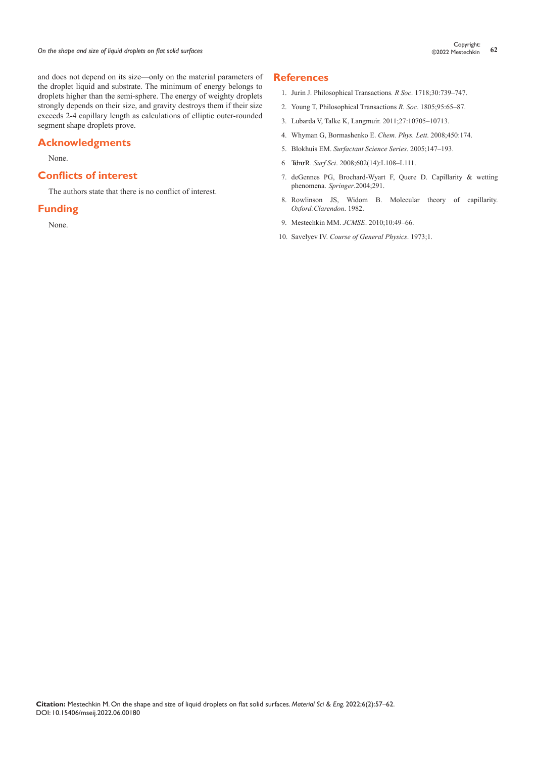and does not depend on its size—only on the material parameters of the droplet liquid and substrate. The minimum of energy belongs to droplets higher than the semi-sphere. The energy of weighty droplets strongly depends on their size, and gravity destroys them if their size exceeds 2-4 capillary length as calculations of elliptic outer-rounded segment shape droplets prove.

## Acknowledgments

None.

## Conflicts of interest

The authors state that there is no conflict of interest.

## Funding

None.

## References

1. Jurin J. Philosophical Transactions. *R Soc*. 1718;30:739–747.
2. Young T, Philosophical Transactions *R. Soc*. 1805;95:65–87.
3. Lubarda V, Talke K, Langmuir. 2011;27:10705–10713.
4. Whyman G, Bormashenko E. *Chem. Phys. Lett*. 2008;450:174.
5. Blokhuis EM. *Surfactant Science Series*. 2005;147–193.
6. TadmorR. *Surf Sci*. 2008;602(14):L108–L111.
7. deGennes PG, Brochard-Wyart F, Quere D. Capillarity & wetting phenomena. *Springer*.2004;291.
8. Rowlinson JS, Widom B. Molecular theory of capillarity. *Oxford:Clarendon*. 1982.
9. Mestechkin MM. *JCMSE*. 2010;10:49–66.
10. Savelyev IV. *Course of General Physics*. 1973;1.